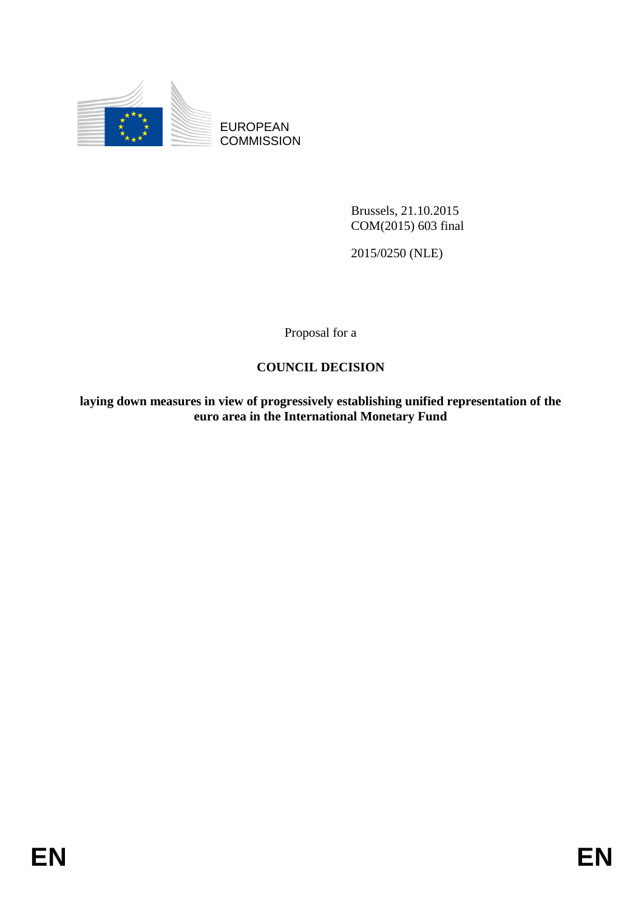EUROPEAN COMMISSION

Brussels, 21.10.2015
COM(2015) 603 final

2015/0250 (NLE)

Proposal for a

# COUNCIL DECISION

**laying down measures in view of progressively establishing unified representation of the euro area in the International Monetary Fund**

EN EN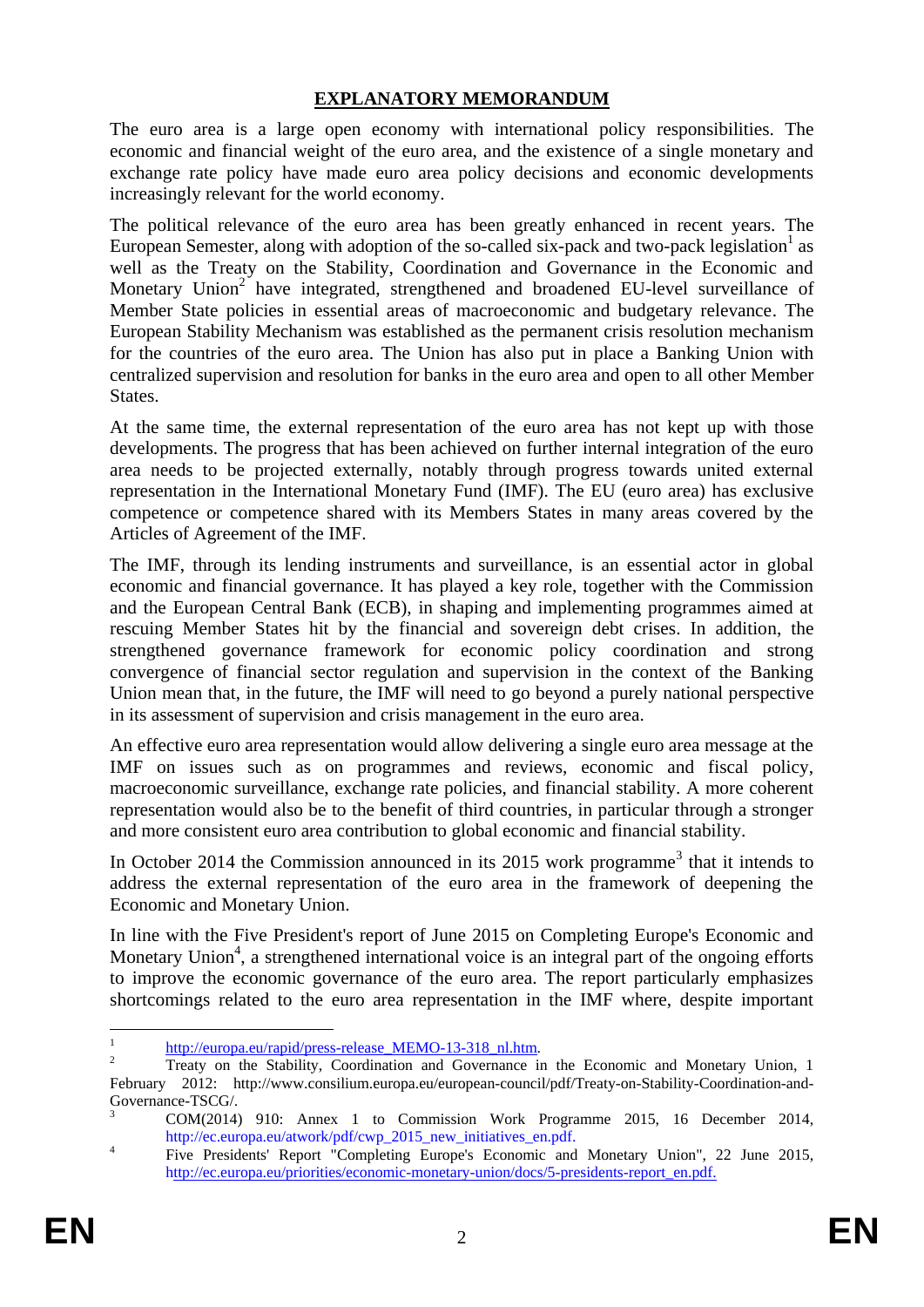# EXPLANATORY MEMORANDUM

The euro area is a large open economy with international policy responsibilities. The economic and financial weight of the euro area, and the existence of a single monetary and exchange rate policy have made euro area policy decisions and economic developments increasingly relevant for the world economy.

The political relevance of the euro area has been greatly enhanced in recent years. The European Semester, along with adoption of the so-called six-pack and two-pack legislation[1] as well as the Treaty on the Stability, Coordination and Governance in the Economic and Monetary Union[2] have integrated, strengthened and broadened EU-level surveillance of Member State policies in essential areas of macroeconomic and budgetary relevance. The European Stability Mechanism was established as the permanent crisis resolution mechanism for the countries of the euro area. The Union has also put in place a Banking Union with centralized supervision and resolution for banks in the euro area and open to all other Member States.

At the same time, the external representation of the euro area has not kept up with those developments. The progress that has been achieved on further internal integration of the euro area needs to be projected externally, notably through progress towards united external representation in the International Monetary Fund (IMF). The EU (euro area) has exclusive competence or competence shared with its Members States in many areas covered by the Articles of Agreement of the IMF.

The IMF, through its lending instruments and surveillance, is an essential actor in global economic and financial governance. It has played a key role, together with the Commission and the European Central Bank (ECB), in shaping and implementing programmes aimed at rescuing Member States hit by the financial and sovereign debt crises. In addition, the strengthened governance framework for economic policy coordination and strong convergence of financial sector regulation and supervision in the context of the Banking Union mean that, in the future, the IMF will need to go beyond a purely national perspective in its assessment of supervision and crisis management in the euro area.

An effective euro area representation would allow delivering a single euro area message at the IMF on issues such as on programmes and reviews, economic and fiscal policy, macroeconomic surveillance, exchange rate policies, and financial stability. A more coherent representation would also be to the benefit of third countries, in particular through a stronger and more consistent euro area contribution to global economic and financial stability.

In October 2014 the Commission announced in its 2015 work programme[3] that it intends to address the external representation of the euro area in the framework of deepening the Economic and Monetary Union.

In line with the Five President's report of June 2015 on Completing Europe's Economic and Monetary Union[4], a strengthened international voice is an integral part of the ongoing efforts to improve the economic governance of the euro area. The report particularly emphasizes shortcomings related to the euro area representation in the IMF where, despite important

---

[1] http://europa.eu/rapid/press-release_MEMO-13-318_nl.htm.

[2] Treaty on the Stability, Coordination and Governance in the Economic and Monetary Union, 1 February 2012: http://www.consilium.europa.eu/european-council/pdf/Treaty-on-Stability-Coordination-and-Governance-TSCG/.

[3] COM(2014) 910: Annex 1 to Commission Work Programme 2015, 16 December 2014, http://ec.europa.eu/atwork/pdf/cwp_2015_new_initiatives_en.pdf.

[4] Five Presidents' Report "Completing Europe's Economic and Monetary Union", 22 June 2015, http://ec.europa.eu/priorities/economic-monetary-union/docs/5-presidents-report_en.pdf.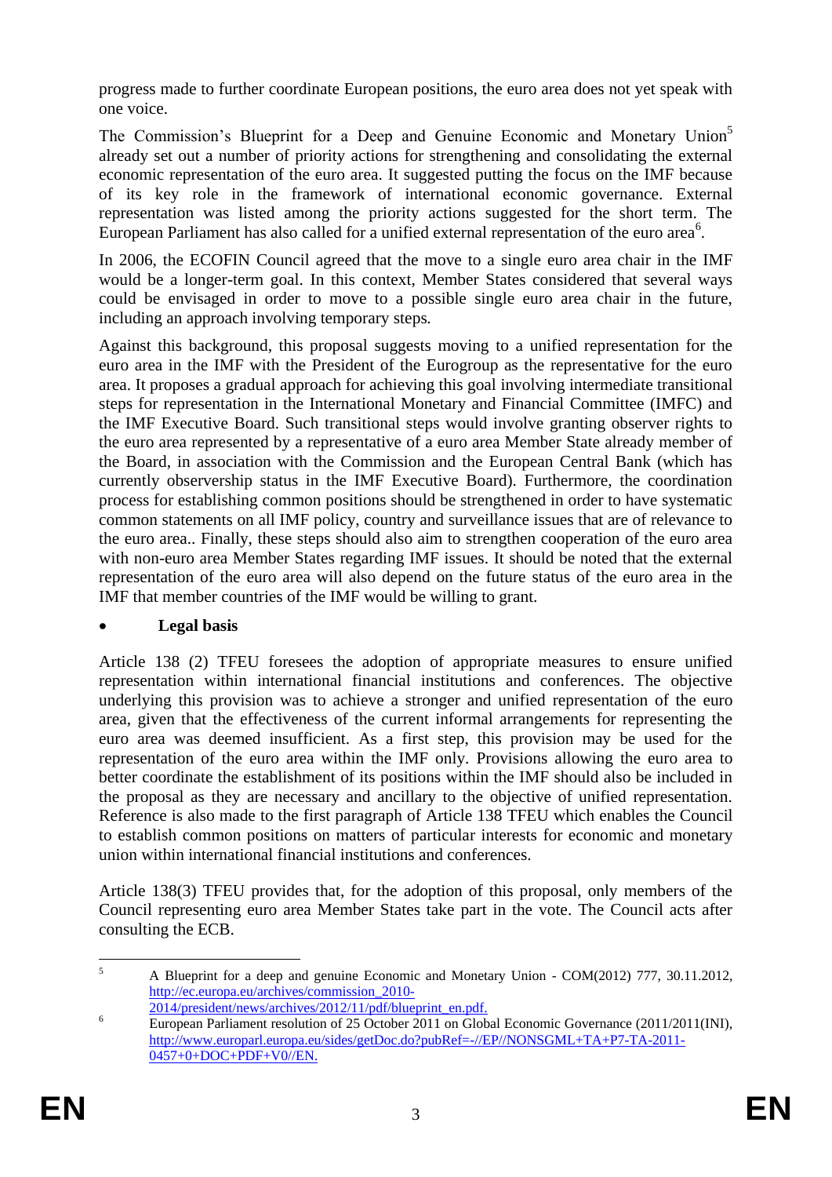progress made to further coordinate European positions, the euro area does not yet speak with one voice.

The Commission's Blueprint for a Deep and Genuine Economic and Monetary Union[5] already set out a number of priority actions for strengthening and consolidating the external economic representation of the euro area. It suggested putting the focus on the IMF because of its key role in the framework of international economic governance. External representation was listed among the priority actions suggested for the short term. The European Parliament has also called for a unified external representation of the euro area[6].

In 2006, the ECOFIN Council agreed that the move to a single euro area chair in the IMF would be a longer-term goal. In this context, Member States considered that several ways could be envisaged in order to move to a possible single euro area chair in the future, including an approach involving temporary steps.

Against this background, this proposal suggests moving to a unified representation for the euro area in the IMF with the President of the Eurogroup as the representative for the euro area. It proposes a gradual approach for achieving this goal involving intermediate transitional steps for representation in the International Monetary and Financial Committee (IMFC) and the IMF Executive Board. Such transitional steps would involve granting observer rights to the euro area represented by a representative of a euro area Member State already member of the Board, in association with the Commission and the European Central Bank (which has currently observership status in the IMF Executive Board). Furthermore, the coordination process for establishing common positions should be strengthened in order to have systematic common statements on all IMF policy, country and surveillance issues that are of relevance to the euro area.. Finally, these steps should also aim to strengthen cooperation of the euro area with non-euro area Member States regarding IMF issues. It should be noted that the external representation of the euro area will also depend on the future status of the euro area in the IMF that member countries of the IMF would be willing to grant.

- **Legal basis**

Article 138 (2) TFEU foresees the adoption of appropriate measures to ensure unified representation within international financial institutions and conferences. The objective underlying this provision was to achieve a stronger and unified representation of the euro area, given that the effectiveness of the current informal arrangements for representing the euro area was deemed insufficient. As a first step, this provision may be used for the representation of the euro area within the IMF only. Provisions allowing the euro area to better coordinate the establishment of its positions within the IMF should also be included in the proposal as they are necessary and ancillary to the objective of unified representation. Reference is also made to the first paragraph of Article 138 TFEU which enables the Council to establish common positions on matters of particular interests for economic and monetary union within international financial institutions and conferences.

Article 138(3) TFEU provides that, for the adoption of this proposal, only members of the Council representing euro area Member States take part in the vote. The Council acts after consulting the ECB.

[5] A Blueprint for a deep and genuine Economic and Monetary Union - COM(2012) 777, 30.11.2012, http://ec.europa.eu/archives/commission_2010-2014/president/news/archives/2012/11/pdf/blueprint_en.pdf.

[6] European Parliament resolution of 25 October 2011 on Global Economic Governance (2011/2011(INI), http://www.europarl.europa.eu/sides/getDoc.do?pubRef=-//EP//NONSGML+TA+P7-TA-2011-0457+0+DOC+PDF+V0//EN.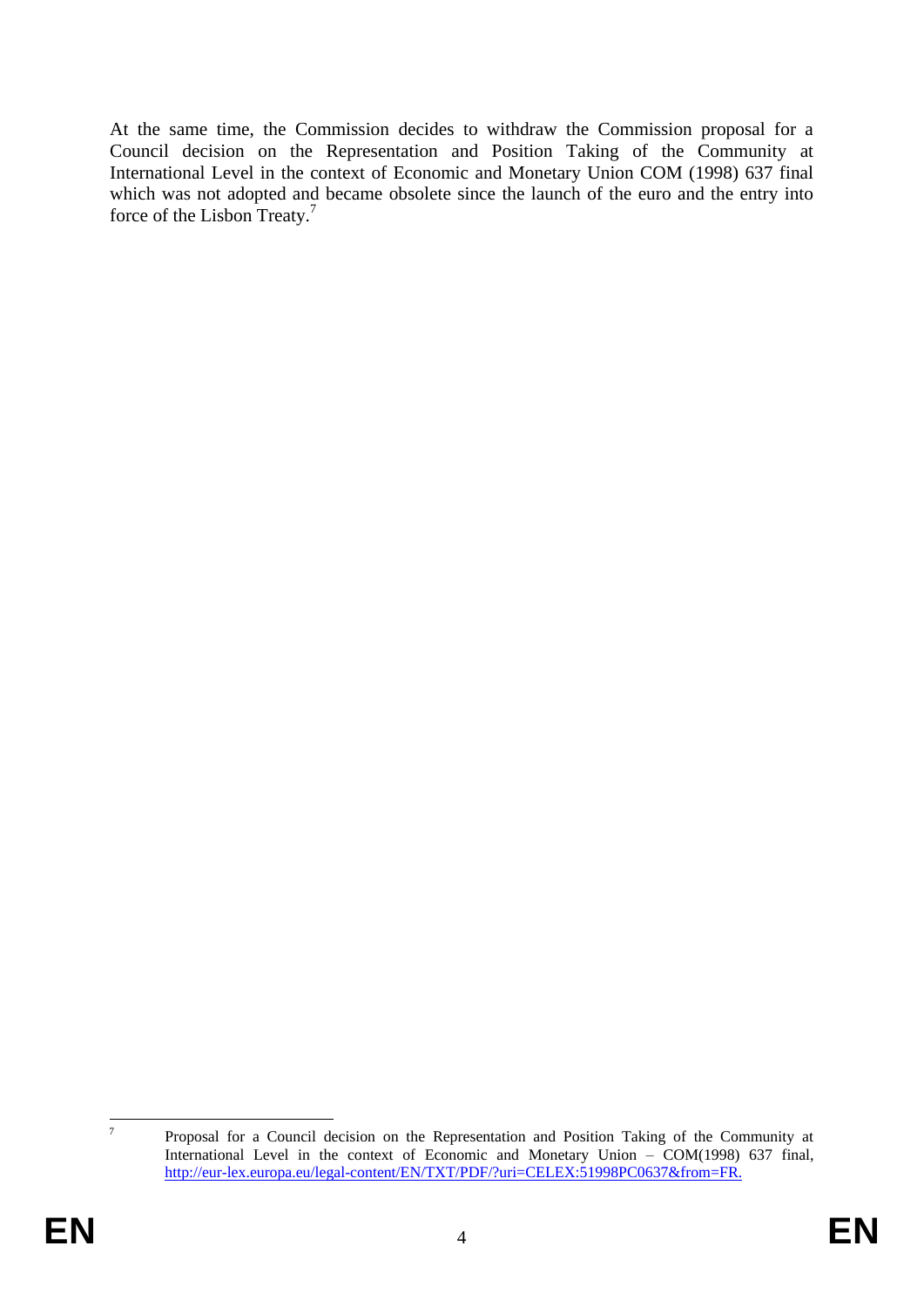At the same time, the Commission decides to withdraw the Commission proposal for a Council decision on the Representation and Position Taking of the Community at International Level in the context of Economic and Monetary Union COM (1998) 637 final which was not adopted and became obsolete since the launch of the euro and the entry into force of the Lisbon Treaty.[7]

---

[7] Proposal for a Council decision on the Representation and Position Taking of the Community at International Level in the context of Economic and Monetary Union – COM(1998) 637 final, http://eur-lex.europa.eu/legal-content/EN/TXT/PDF/?uri=CELEX:51998PC0637&from=FR.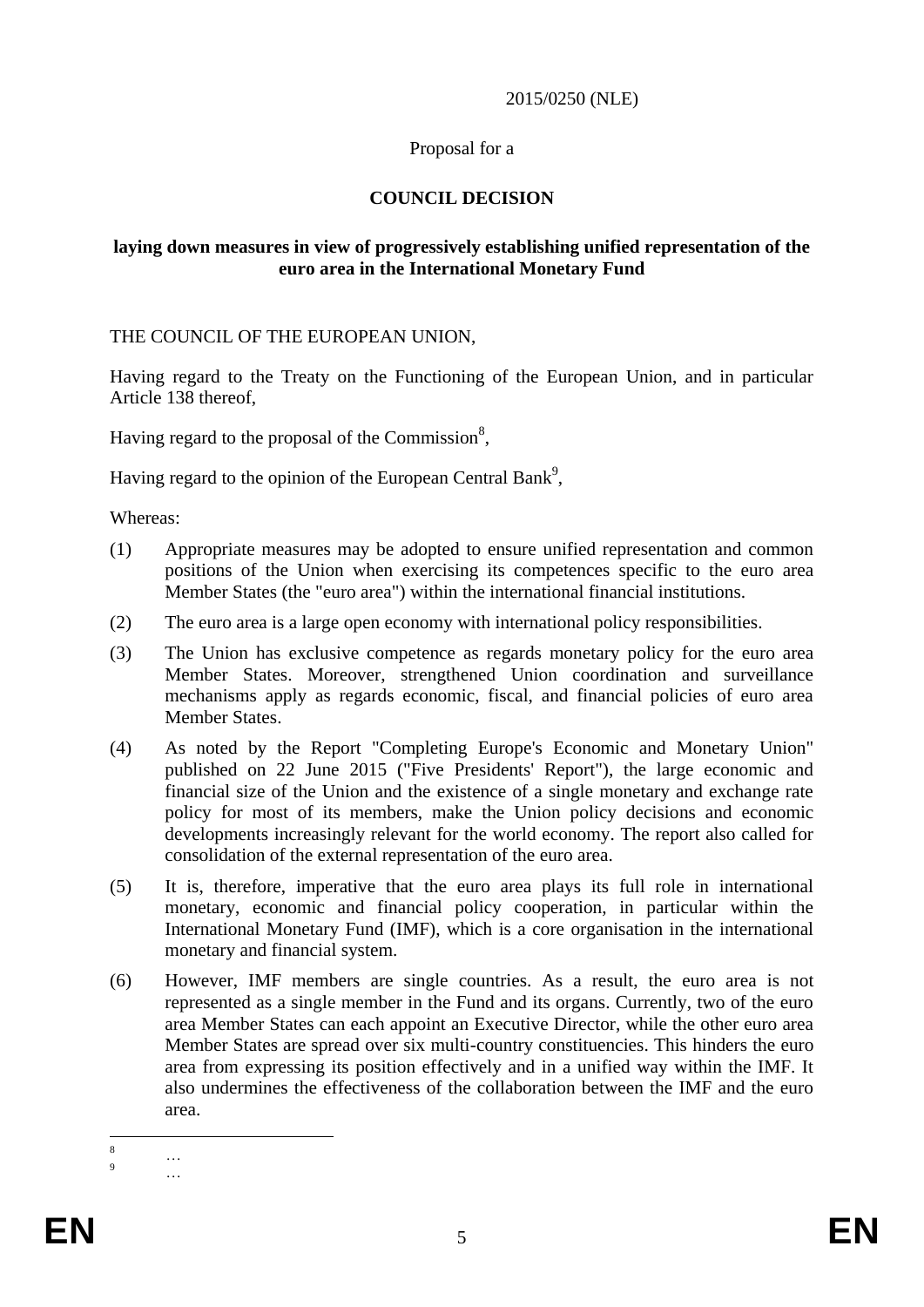2015/0250 (NLE)

Proposal for a

**COUNCIL DECISION**

**laying down measures in view of progressively establishing unified representation of the euro area in the International Monetary Fund**

THE COUNCIL OF THE EUROPEAN UNION,

Having regard to the Treaty on the Functioning of the European Union, and in particular Article 138 thereof,

Having regard to the proposal of the Commission[8],

Having regard to the opinion of the European Central Bank[9],

Whereas:

(1) Appropriate measures may be adopted to ensure unified representation and common positions of the Union when exercising its competences specific to the euro area Member States (the "euro area") within the international financial institutions.

(2) The euro area is a large open economy with international policy responsibilities.

(3) The Union has exclusive competence as regards monetary policy for the euro area Member States. Moreover, strengthened Union coordination and surveillance mechanisms apply as regards economic, fiscal, and financial policies of euro area Member States.

(4) As noted by the Report "Completing Europe's Economic and Monetary Union" published on 22 June 2015 ("Five Presidents' Report"), the large economic and financial size of the Union and the existence of a single monetary and exchange rate policy for most of its members, make the Union policy decisions and economic developments increasingly relevant for the world economy. The report also called for consolidation of the external representation of the euro area.

(5) It is, therefore, imperative that the euro area plays its full role in international monetary, economic and financial policy cooperation, in particular within the International Monetary Fund (IMF), which is a core organisation in the international monetary and financial system.

(6) However, IMF members are single countries. As a result, the euro area is not represented as a single member in the Fund and its organs. Currently, two of the euro area Member States can each appoint an Executive Director, while the other euro area Member States are spread over six multi-country constituencies. This hinders the euro area from expressing its position effectively and in a unified way within the IMF. It also undermines the effectiveness of the collaboration between the IMF and the euro area.

---

[8] …

[9] …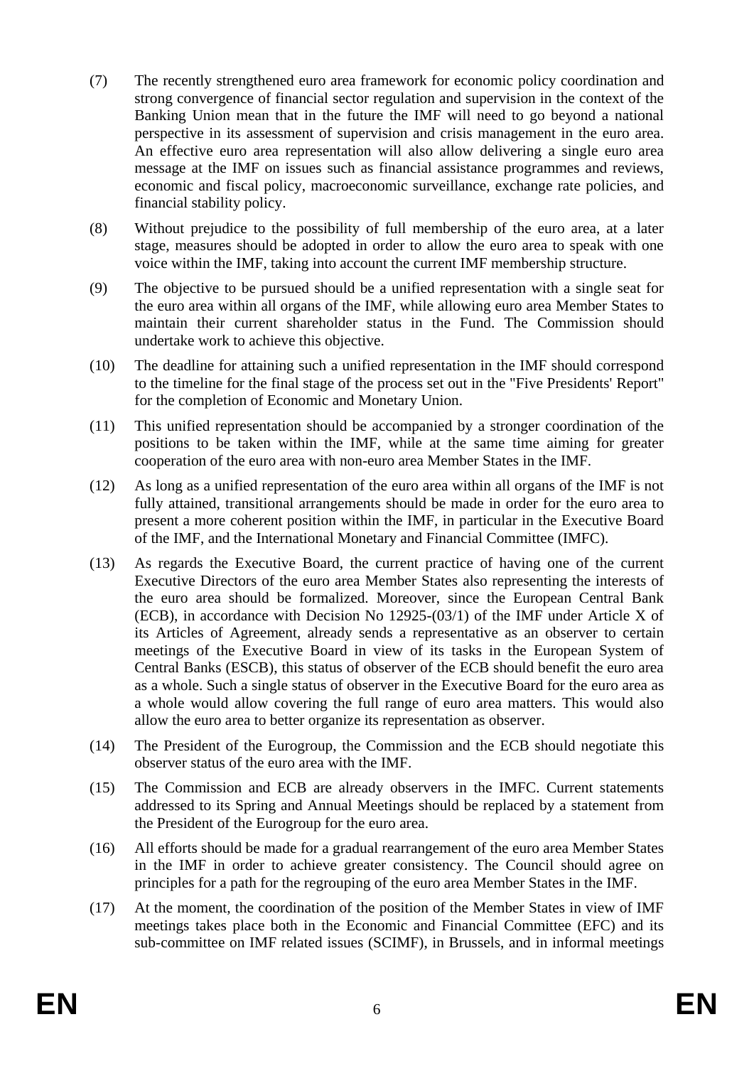(7) The recently strengthened euro area framework for economic policy coordination and strong convergence of financial sector regulation and supervision in the context of the Banking Union mean that in the future the IMF will need to go beyond a national perspective in its assessment of supervision and crisis management in the euro area. An effective euro area representation will also allow delivering a single euro area message at the IMF on issues such as financial assistance programmes and reviews, economic and fiscal policy, macroeconomic surveillance, exchange rate policies, and financial stability policy.

(8) Without prejudice to the possibility of full membership of the euro area, at a later stage, measures should be adopted in order to allow the euro area to speak with one voice within the IMF, taking into account the current IMF membership structure.

(9) The objective to be pursued should be a unified representation with a single seat for the euro area within all organs of the IMF, while allowing euro area Member States to maintain their current shareholder status in the Fund. The Commission should undertake work to achieve this objective.

(10) The deadline for attaining such a unified representation in the IMF should correspond to the timeline for the final stage of the process set out in the "Five Presidents' Report" for the completion of Economic and Monetary Union.

(11) This unified representation should be accompanied by a stronger coordination of the positions to be taken within the IMF, while at the same time aiming for greater cooperation of the euro area with non-euro area Member States in the IMF.

(12) As long as a unified representation of the euro area within all organs of the IMF is not fully attained, transitional arrangements should be made in order for the euro area to present a more coherent position within the IMF, in particular in the Executive Board of the IMF, and the International Monetary and Financial Committee (IMFC).

(13) As regards the Executive Board, the current practice of having one of the current Executive Directors of the euro area Member States also representing the interests of the euro area should be formalized. Moreover, since the European Central Bank (ECB), in accordance with Decision No 12925-(03/1) of the IMF under Article X of its Articles of Agreement, already sends a representative as an observer to certain meetings of the Executive Board in view of its tasks in the European System of Central Banks (ESCB), this status of observer of the ECB should benefit the euro area as a whole. Such a single status of observer in the Executive Board for the euro area as a whole would allow covering the full range of euro area matters. This would also allow the euro area to better organize its representation as observer.

(14) The President of the Eurogroup, the Commission and the ECB should negotiate this observer status of the euro area with the IMF.

(15) The Commission and ECB are already observers in the IMFC. Current statements addressed to its Spring and Annual Meetings should be replaced by a statement from the President of the Eurogroup for the euro area.

(16) All efforts should be made for a gradual rearrangement of the euro area Member States in the IMF in order to achieve greater consistency. The Council should agree on principles for a path for the regrouping of the euro area Member States in the IMF.

(17) At the moment, the coordination of the position of the Member States in view of IMF meetings takes place both in the Economic and Financial Committee (EFC) and its sub-committee on IMF related issues (SCIMF), in Brussels, and in informal meetings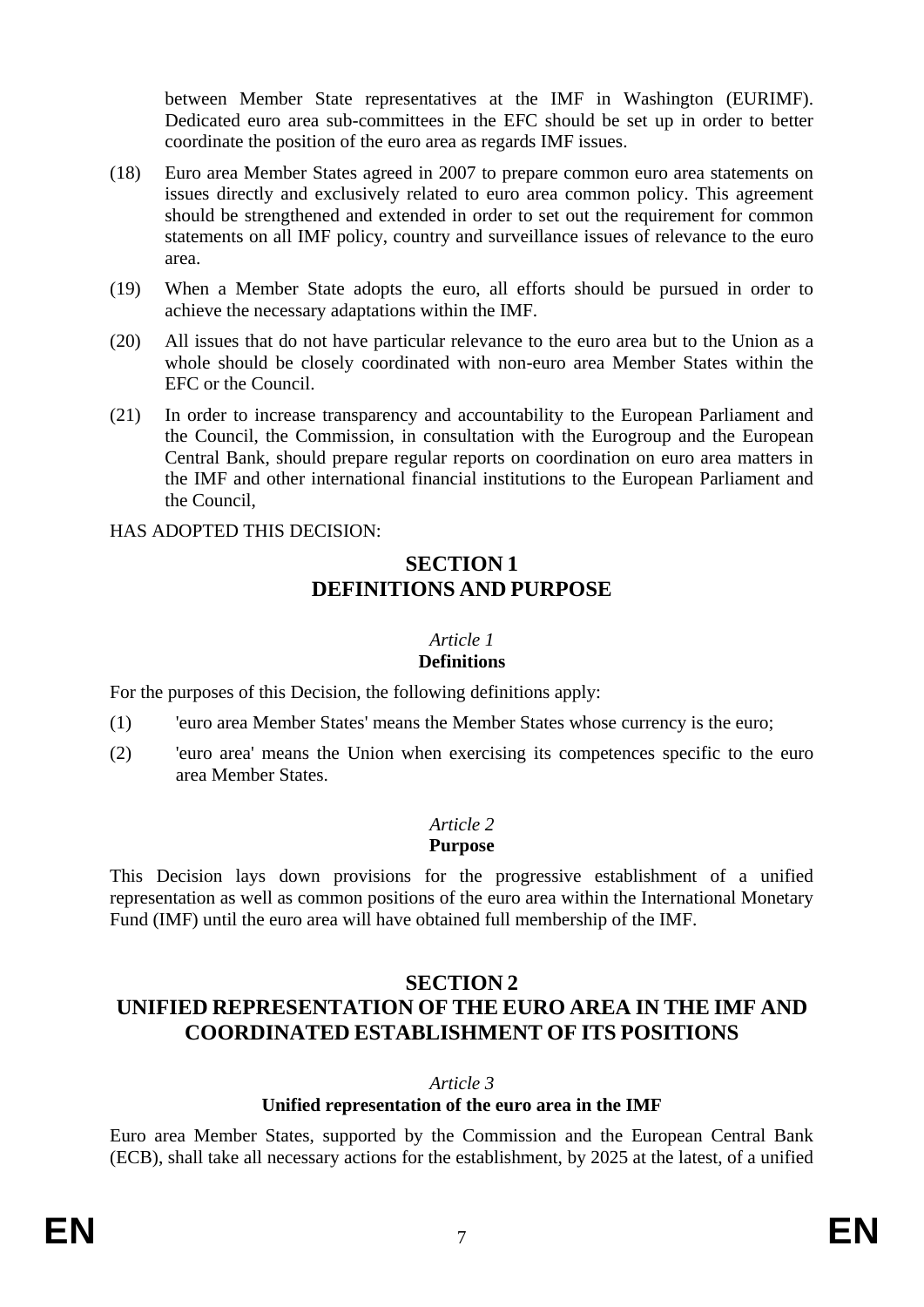between Member State representatives at the IMF in Washington (EURIMF). Dedicated euro area sub-committees in the EFC should be set up in order to better coordinate the position of the euro area as regards IMF issues.

(18) Euro area Member States agreed in 2007 to prepare common euro area statements on issues directly and exclusively related to euro area common policy. This agreement should be strengthened and extended in order to set out the requirement for common statements on all IMF policy, country and surveillance issues of relevance to the euro area.

(19) When a Member State adopts the euro, all efforts should be pursued in order to achieve the necessary adaptations within the IMF.

(20) All issues that do not have particular relevance to the euro area but to the Union as a whole should be closely coordinated with non-euro area Member States within the EFC or the Council.

(21) In order to increase transparency and accountability to the European Parliament and the Council, the Commission, in consultation with the Eurogroup and the European Central Bank, should prepare regular reports on coordination on euro area matters in the IMF and other international financial institutions to the European Parliament and the Council,

HAS ADOPTED THIS DECISION:

## SECTION 1
## DEFINITIONS AND PURPOSE

*Article 1*
**Definitions**

For the purposes of this Decision, the following definitions apply:

(1) 'euro area Member States' means the Member States whose currency is the euro;

(2) 'euro area' means the Union when exercising its competences specific to the euro area Member States.

*Article 2*
**Purpose**

This Decision lays down provisions for the progressive establishment of a unified representation as well as common positions of the euro area within the International Monetary Fund (IMF) until the euro area will have obtained full membership of the IMF.

## SECTION 2
## UNIFIED REPRESENTATION OF THE EURO AREA IN THE IMF AND COORDINATED ESTABLISHMENT OF ITS POSITIONS

*Article 3*
**Unified representation of the euro area in the IMF**

Euro area Member States, supported by the Commission and the European Central Bank (ECB), shall take all necessary actions for the establishment, by 2025 at the latest, of a unified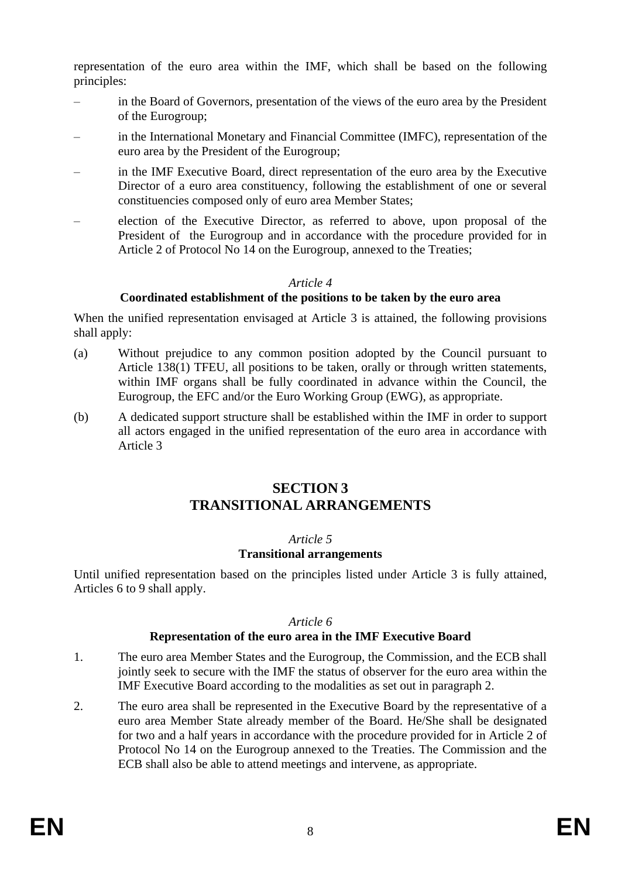representation of the euro area within the IMF, which shall be based on the following principles:

- in the Board of Governors, presentation of the views of the euro area by the President of the Eurogroup;
- in the International Monetary and Financial Committee (IMFC), representation of the euro area by the President of the Eurogroup;
- in the IMF Executive Board, direct representation of the euro area by the Executive Director of a euro area constituency, following the establishment of one or several constituencies composed only of euro area Member States;
- election of the Executive Director, as referred to above, upon proposal of the President of the Eurogroup and in accordance with the procedure provided for in Article 2 of Protocol No 14 on the Eurogroup, annexed to the Treaties;

*Article 4*

**Coordinated establishment of the positions to be taken by the euro area**

When the unified representation envisaged at Article 3 is attained, the following provisions shall apply:

(a) Without prejudice to any common position adopted by the Council pursuant to Article 138(1) TFEU, all positions to be taken, orally or through written statements, within IMF organs shall be fully coordinated in advance within the Council, the Eurogroup, the EFC and/or the Euro Working Group (EWG), as appropriate.

(b) A dedicated support structure shall be established within the IMF in order to support all actors engaged in the unified representation of the euro area in accordance with Article 3

## SECTION 3
## TRANSITIONAL ARRANGEMENTS

*Article 5*

**Transitional arrangements**

Until unified representation based on the principles listed under Article 3 is fully attained, Articles 6 to 9 shall apply.

*Article 6*

**Representation of the euro area in the IMF Executive Board**

1. The euro area Member States and the Eurogroup, the Commission, and the ECB shall jointly seek to secure with the IMF the status of observer for the euro area within the IMF Executive Board according to the modalities as set out in paragraph 2.

2. The euro area shall be represented in the Executive Board by the representative of a euro area Member State already member of the Board. He/She shall be designated for two and a half years in accordance with the procedure provided for in Article 2 of Protocol No 14 on the Eurogroup annexed to the Treaties. The Commission and the ECB shall also be able to attend meetings and intervene, as appropriate.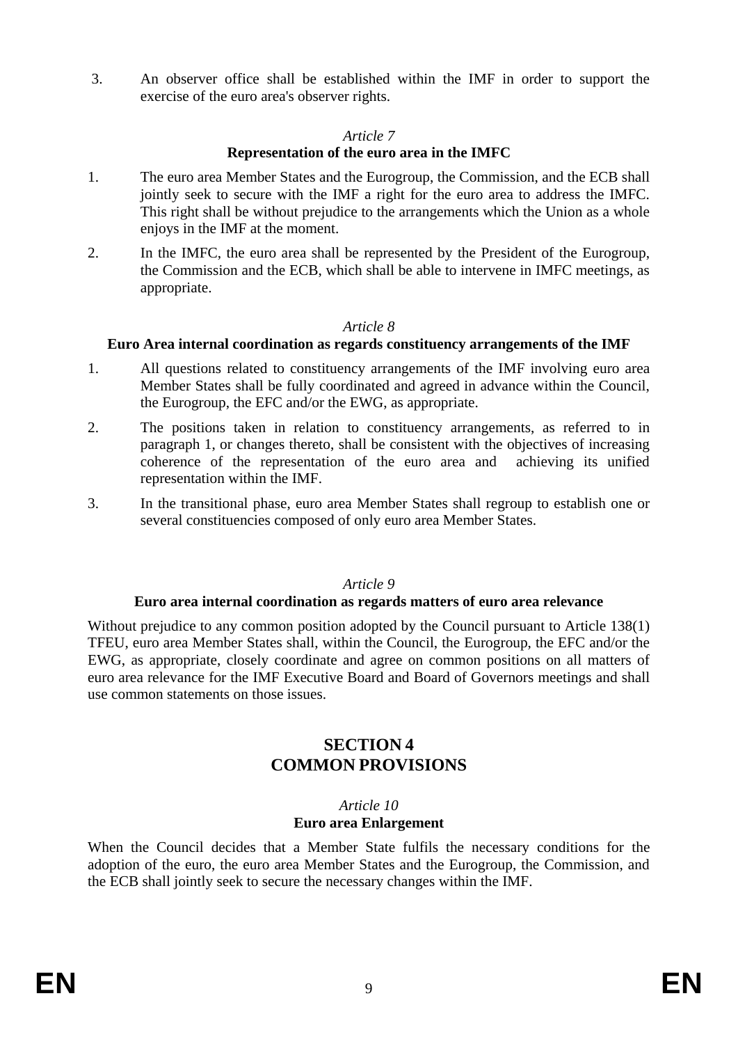3. An observer office shall be established within the IMF in order to support the exercise of the euro area's observer rights.

*Article 7*

**Representation of the euro area in the IMFC**

1. The euro area Member States and the Eurogroup, the Commission, and the ECB shall jointly seek to secure with the IMF a right for the euro area to address the IMFC. This right shall be without prejudice to the arrangements which the Union as a whole enjoys in the IMF at the moment.

2. In the IMFC, the euro area shall be represented by the President of the Eurogroup, the Commission and the ECB, which shall be able to intervene in IMFC meetings, as appropriate.

*Article 8*

**Euro Area internal coordination as regards constituency arrangements of the IMF**

1. All questions related to constituency arrangements of the IMF involving euro area Member States shall be fully coordinated and agreed in advance within the Council, the Eurogroup, the EFC and/or the EWG, as appropriate.

2. The positions taken in relation to constituency arrangements, as referred to in paragraph 1, or changes thereto, shall be consistent with the objectives of increasing coherence of the representation of the euro area and achieving its unified representation within the IMF.

3. In the transitional phase, euro area Member States shall regroup to establish one or several constituencies composed of only euro area Member States.

*Article 9*

**Euro area internal coordination as regards matters of euro area relevance**

Without prejudice to any common position adopted by the Council pursuant to Article 138(1) TFEU, euro area Member States shall, within the Council, the Eurogroup, the EFC and/or the EWG, as appropriate, closely coordinate and agree on common positions on all matters of euro area relevance for the IMF Executive Board and Board of Governors meetings and shall use common statements on those issues.

## SECTION 4
## COMMON PROVISIONS

*Article 10*

**Euro area Enlargement**

When the Council decides that a Member State fulfils the necessary conditions for the adoption of the euro, the euro area Member States and the Eurogroup, the Commission, and the ECB shall jointly seek to secure the necessary changes within the IMF.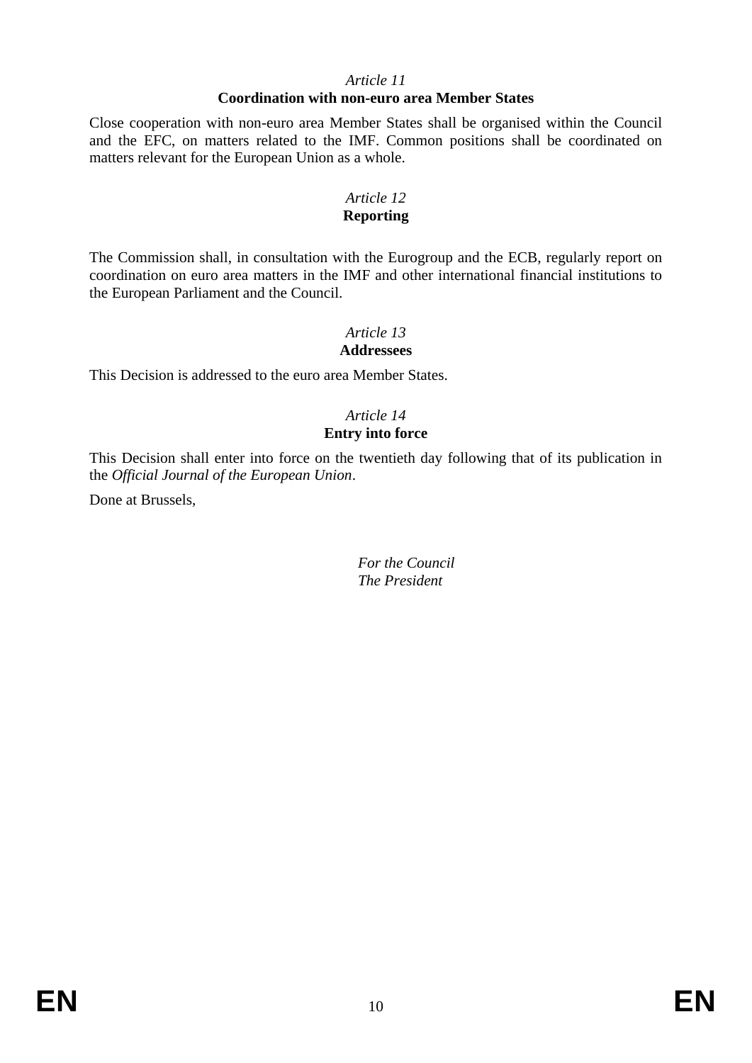*Article 11*

**Coordination with non-euro area Member States**

Close cooperation with non-euro area Member States shall be organised within the Council and the EFC, on matters related to the IMF. Common positions shall be coordinated on matters relevant for the European Union as a whole.

*Article 12*

**Reporting**

The Commission shall, in consultation with the Eurogroup and the ECB, regularly report on coordination on euro area matters in the IMF and other international financial institutions to the European Parliament and the Council.

*Article 13*

**Addressees**

This Decision is addressed to the euro area Member States.

*Article 14*

**Entry into force**

This Decision shall enter into force on the twentieth day following that of its publication in the *Official Journal of the European Union*.

Done at Brussels,

*For the Council*
*The President*